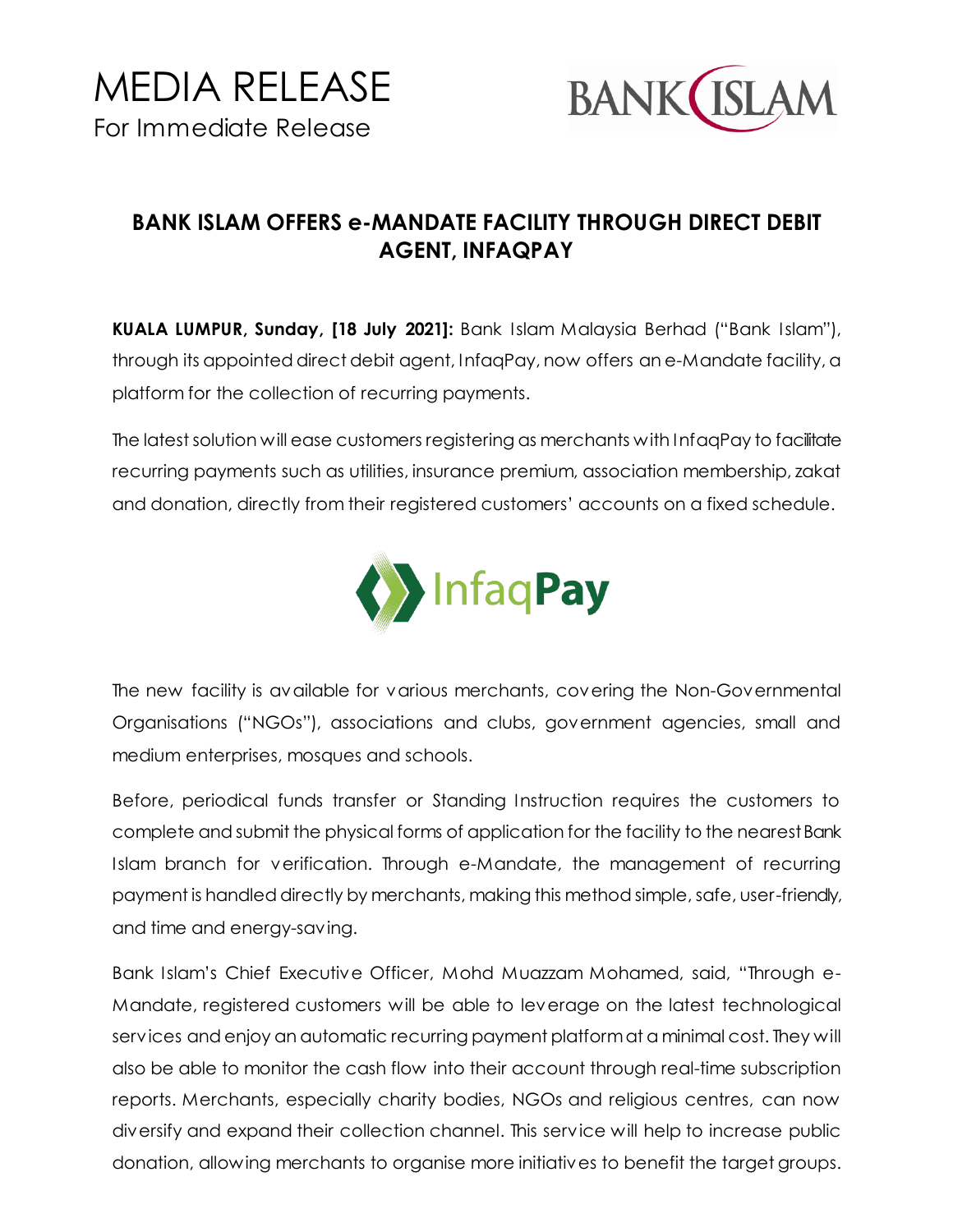# MEDIA RELEASE

For Immediate Release

## BANK ISLAM OFFERS e-MANDATE FACILITY THROUGH DIRECT DEBIT AGENT, INFAQPAY

**KUALA LUMPUR, Sunday, [18 July 2021]:** Bank Islam Malaysia Berhad ("Bank Islam"), through its appointed direct debit agent, InfaqPay, now offers an e-Mandate facility, a platform for the collection of recurring payments.

The latest solution will ease customers registering as merchants with InfaqPay to facilitate recurring payments such as utilities, insurance premium, association membership, zakat and donation, directly from their registered customers' accounts on a fixed schedule.

The new facility is available for various merchants, covering the Non-Governmental Organisations ("NGOs"), associations and clubs, government agencies, small and medium enterprises, mosques and schools.

Before, periodical funds transfer or Standing Instruction requires the customers to complete and submit the physical forms of application for the facility to the nearest Bank Islam branch for verification. Through e-Mandate, the management of recurring payment is handled directly by merchants, making this method simple, safe, user-friendly, and time and energy-saving.

Bank Islam's Chief Executive Officer, Mohd Muazzam Mohamed, said, "Through e-Mandate, registered customers will be able to leverage on the latest technological services and enjoy an automatic recurring payment platform at a minimal cost. They will also be able to monitor the cash flow into their account through real-time subscription reports. Merchants, especially charity bodies, NGOs and religious centres, can now diversify and expand their collection channel. This service will help to increase public donation, allowing merchants to organise more initiatives to benefit the target groups.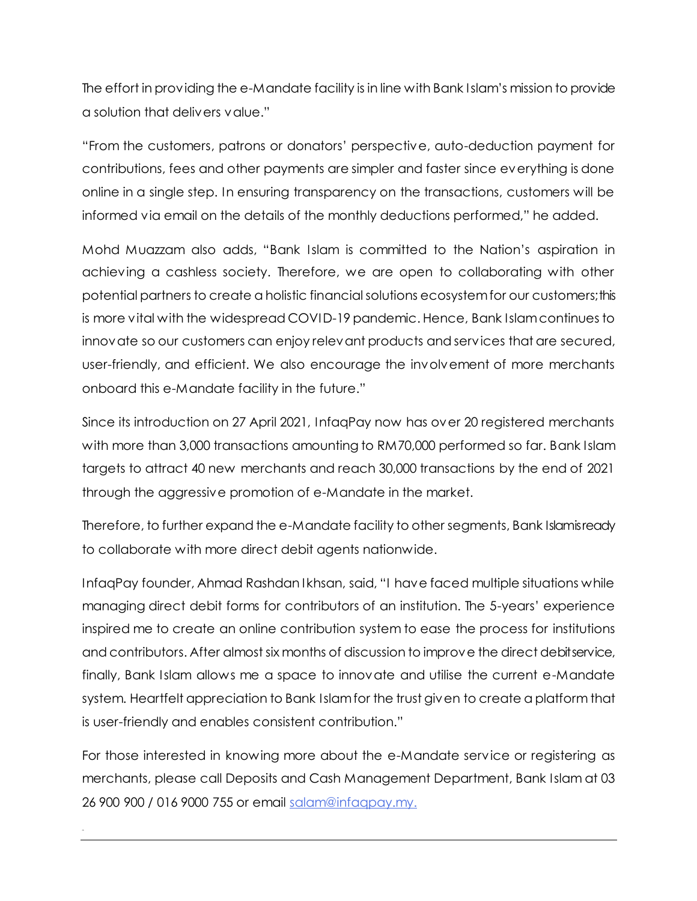The effort in providing the e-Mandate facility is in line with Bank Islam's mission to provide a solution that delivers value."

"From the customers, patrons or donators' perspective, auto-deduction payment for contributions, fees and other payments are simpler and faster since everything is done online in a single step. In ensuring transparency on the transactions, customers will be informed via email on the details of the monthly deductions performed," he added.

Mohd Muazzam also adds, "Bank Islam is committed to the Nation's aspiration in achieving a cashless society. Therefore, we are open to collaborating with other potential partners to create a holistic financial solutions ecosystem for our customers; this is more vital with the widespread COVID-19 pandemic. Hence, Bank Islam continues to innovate so our customers can enjoy relevant products and services that are secured, user-friendly, and efficient. We also encourage the involvement of more merchants onboard this e-Mandate facility in the future."

Since its introduction on 27 April 2021, InfaqPay now has over 20 registered merchants with more than 3,000 transactions amounting to RM70,000 performed so far. Bank Islam targets to attract 40 new merchants and reach 30,000 transactions by the end of 2021 through the aggressive promotion of e-Mandate in the market.

Therefore, to further expand the e-Mandate facility to other segments, Bank Islam is ready to collaborate with more direct debit agents nationwide.

InfaqPay founder, Ahmad Rashdan Ikhsan, said, "I have faced multiple situations while managing direct debit forms for contributors of an institution. The 5-years' experience inspired me to create an online contribution system to ease the process for institutions and contributors. After almost six months of discussion to improve the direct debit service, finally, Bank Islam allows me a space to innovate and utilise the current e-Mandate system. Heartfelt appreciation to Bank Islam for the trust given to create a platform that is user-friendly and enables consistent contribution."

For those interested in knowing more about the e-Mandate service or registering as merchants, please call Deposits and Cash Management Department, Bank Islam at 03 26 900 900 / 016 9000 755 or email salam@infaqpay.my.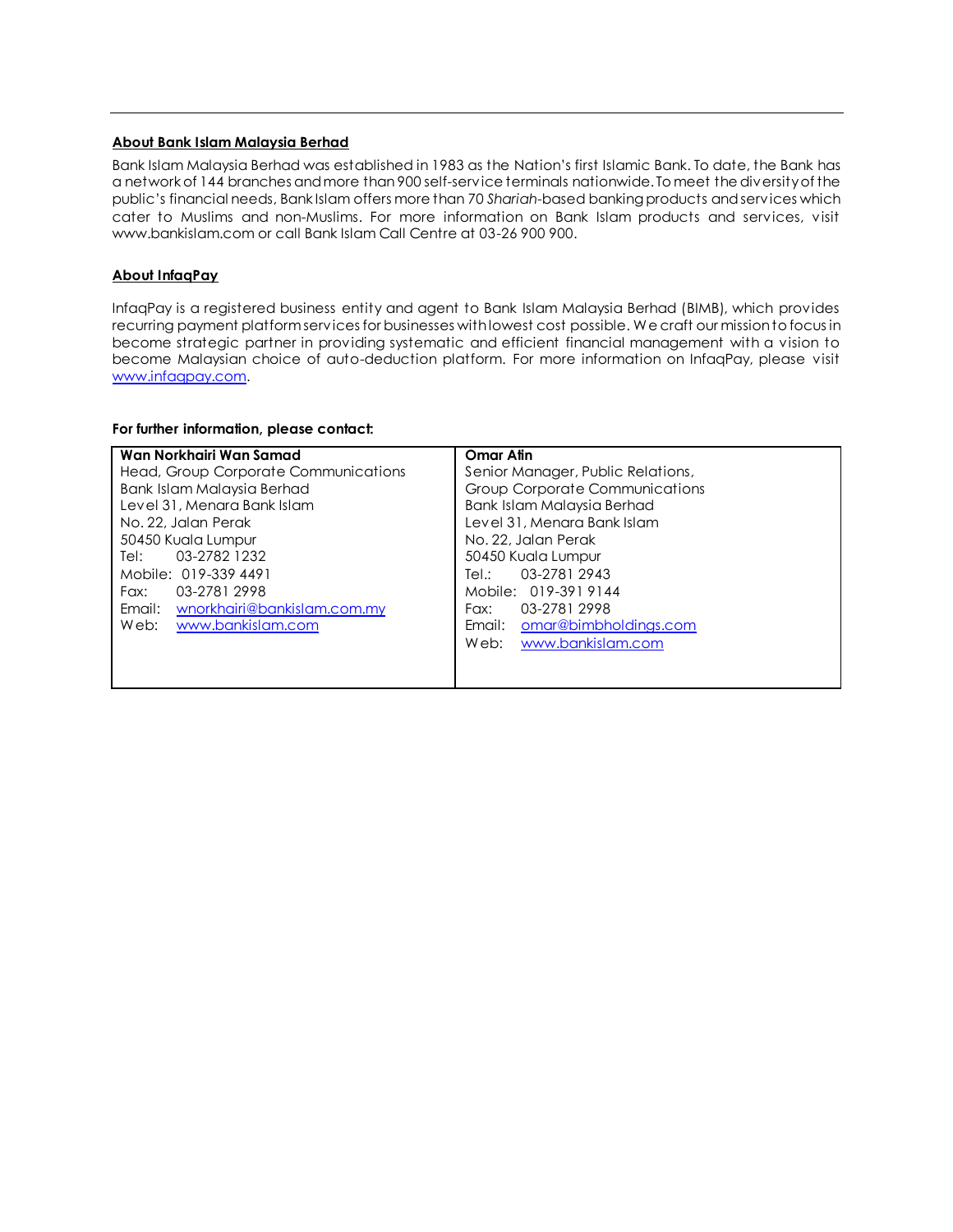**About Bank Islam Malaysia Berhad**

Bank Islam Malaysia Berhad was established in 1983 as the Nation's first Islamic Bank. To date, the Bank has a network of 144 branches and more than 900 self-service terminals nationwide. To meet the diversity of the public's financial needs, Bank Islam offers more than 70 *Shariah*-based banking products and services which cater to Muslims and non-Muslims. For more information on Bank Islam products and services, visit www.bankislam.com or call Bank Islam Call Centre at 03-26 900 900.

**About InfaqPay**

InfaqPay is a registered business entity and agent to Bank Islam Malaysia Berhad (BIMB), which provides recurring payment platform services for businesses with lowest cost possible. We craft our mission to focus in become strategic partner in providing systematic and efficient financial management with a vision to become Malaysian choice of auto-deduction platform. For more information on InfaqPay, please visit www.infaqpay.com.

**For further information, please contact:**

| | |
|---|---|
| **Wan Norkhairi Wan Samad**<br>Head, Group Corporate Communications<br>Bank Islam Malaysia Berhad<br>Level 31, Menara Bank Islam<br>No. 22, Jalan Perak<br>50450 Kuala Lumpur<br>Tel: 03-2782 1232<br>Mobile: 019-339 4491<br>Fax: 03-2781 2998<br>Email: wnorkhairi@bankislam.com.my<br>Web: www.bankislam.com | **Omar Atin**<br>Senior Manager, Public Relations,<br>Group Corporate Communications<br>Bank Islam Malaysia Berhad<br>Level 31, Menara Bank Islam<br>No. 22, Jalan Perak<br>50450 Kuala Lumpur<br>Tel.: 03-2781 2943<br>Mobile: 019-391 9144<br>Fax: 03-2781 2998<br>Email: omar@bimbholdings.com<br>Web: www.bankislam.com |